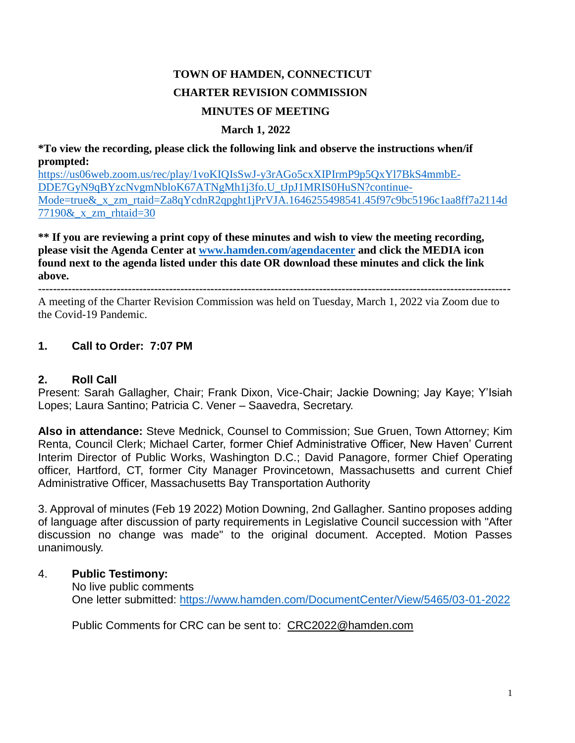# TOWN OF HAMDEN, CONNECTICUT

## CHARTER REVISION COMMISSION

## MINUTES OF MEETING

**March 1, 2022**

**\*To view the recording, please click the following link and observe the instructions when/if prompted:**
[https://us06web.zoom.us/rec/play/1voKIQIsSwJ-y3rAGo5cxXIPIrmP9p5QxYl7BkS4mmbE-DDE7GyN9qBYzcNvgmNbloK67ATNgMh1j3fo.U_tJpJ1MRIS0HuSN?continue-Mode=true&_x_zm_rtaid=Za8qYcdnR2qpght1jPrVJA.1646255498541.45f97c9bc5196c1aa8ff7a2114d77190&_x_zm_rhtaid=30](https://us06web.zoom.us/rec/play/1voKIQIsSwJ-y3rAGo5cxXIPIrmP9p5QxYl7BkS4mmbE-DDE7GyN9qBYzcNvgmNbloK67ATNgMh1j3fo.U_tJpJ1MRIS0HuSN?continue-Mode=true&_x_zm_rtaid=Za8qYcdnR2qpght1jPrVJA.1646255498541.45f97c9bc5196c1aa8ff7a2114d77190&_x_zm_rhtaid=30)

**\*\* If you are reviewing a print copy of these minutes and wish to view the meeting recording, please visit the Agenda Center at [www.hamden.com/agendacenter](http://www.hamden.com/agendacenter) and click the MEDIA icon found next to the agenda listed under this date OR download these minutes and click the link above.**

---

A meeting of the Charter Revision Commission was held on Tuesday, March 1, 2022 via Zoom due to the Covid-19 Pandemic.

### 1. Call to Order: 7:07 PM

### 2. Roll Call

Present: Sarah Gallagher, Chair; Frank Dixon, Vice-Chair; Jackie Downing; Jay Kaye; Y'Isiah Lopes; Laura Santino; Patricia C. Vener – Saavedra, Secretary.

**Also in attendance:** Steve Mednick, Counsel to Commission; Sue Gruen, Town Attorney; Kim Renta, Council Clerk; Michael Carter, former Chief Administrative Officer, New Haven' Current Interim Director of Public Works, Washington D.C.; David Panagore, former Chief Operating officer, Hartford, CT, former City Manager Provincetown, Massachusetts and current Chief Administrative Officer, Massachusetts Bay Transportation Authority

3. Approval of minutes (Feb 19 2022) Motion Downing, 2nd Gallagher. Santino proposes adding of language after discussion of party requirements in Legislative Council succession with "After discussion no change was made" to the original document. Accepted. Motion Passes unanimously.

### 4. Public Testimony:

No live public comments
One letter submitted: [https://www.hamden.com/DocumentCenter/View/5465/03-01-2022](https://www.hamden.com/DocumentCenter/View/5465/03-01-2022)

Public Comments for CRC can be sent to: CRC2022@hamden.com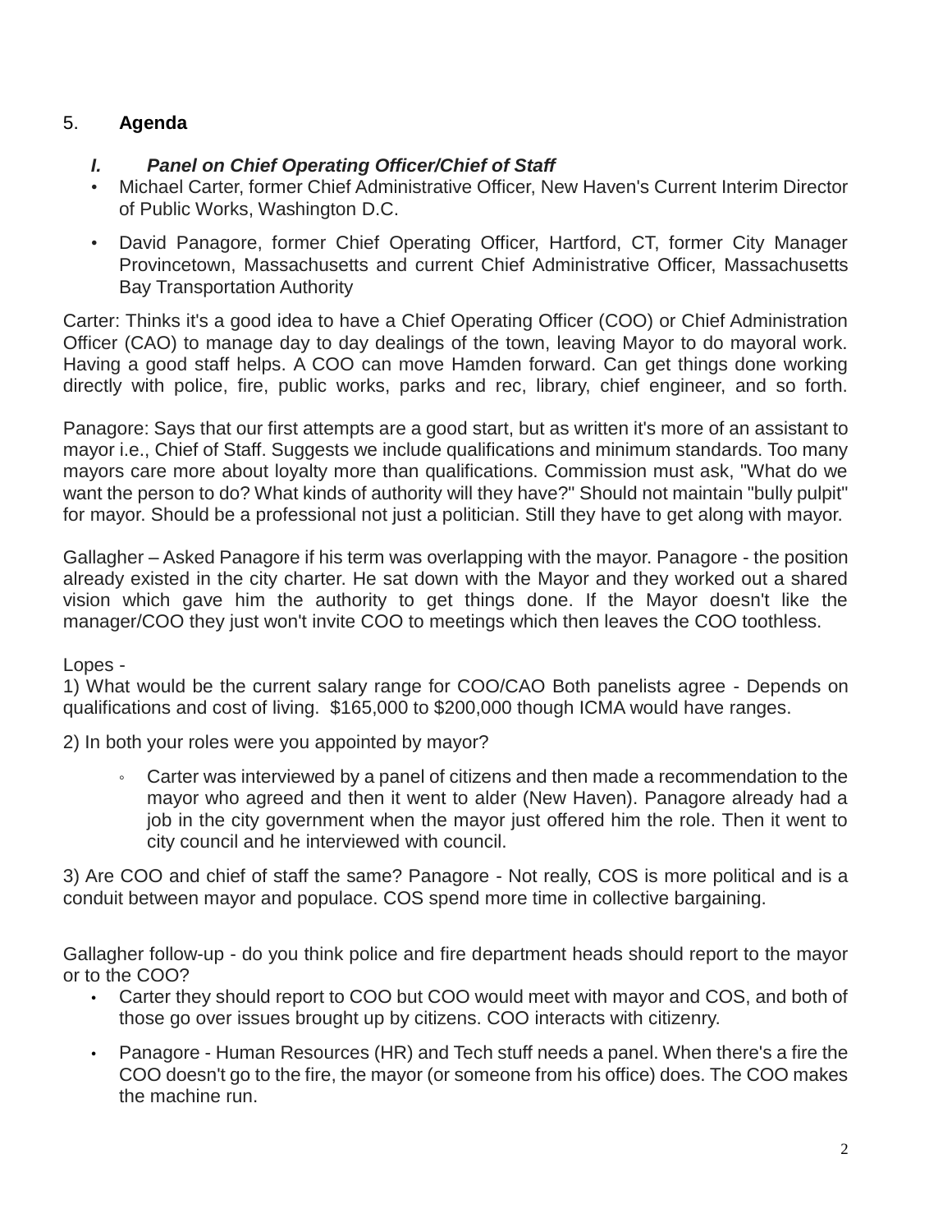5. **Agenda**

   ***I. Panel on Chief Operating Officer/Chief of Staff***

   - Michael Carter, former Chief Administrative Officer, New Haven's Current Interim Director of Public Works, Washington D.C.
   - David Panagore, former Chief Operating Officer, Hartford, CT, former City Manager Provincetown, Massachusetts and current Chief Administrative Officer, Massachusetts Bay Transportation Authority

Carter: Thinks it's a good idea to have a Chief Operating Officer (COO) or Chief Administration Officer (CAO) to manage day to day dealings of the town, leaving Mayor to do mayoral work. Having a good staff helps. A COO can move Hamden forward. Can get things done working directly with police, fire, public works, parks and rec, library, chief engineer, and so forth.

Panagore: Says that our first attempts are a good start, but as written it's more of an assistant to mayor i.e., Chief of Staff. Suggests we include qualifications and minimum standards. Too many mayors care more about loyalty more than qualifications. Commission must ask, "What do we want the person to do? What kinds of authority will they have?" Should not maintain "bully pulpit" for mayor. Should be a professional not just a politician. Still they have to get along with mayor.

Gallagher – Asked Panagore if his term was overlapping with the mayor. Panagore - the position already existed in the city charter. He sat down with the Mayor and they worked out a shared vision which gave him the authority to get things done. If the Mayor doesn't like the manager/COO they just won't invite COO to meetings which then leaves the COO toothless.

Lopes -

1) What would be the current salary range for COO/CAO Both panelists agree - Depends on qualifications and cost of living. $165,000 to $200,000 though ICMA would have ranges.

2) In both your roles were you appointed by mayor?

   - Carter was interviewed by a panel of citizens and then made a recommendation to the mayor who agreed and then it went to alder (New Haven). Panagore already had a job in the city government when the mayor just offered him the role. Then it went to city council and he interviewed with council.

3) Are COO and chief of staff the same? Panagore - Not really, COS is more political and is a conduit between mayor and populace. COS spend more time in collective bargaining.

Gallagher follow-up - do you think police and fire department heads should report to the mayor or to the COO?

- Carter they should report to COO but COO would meet with mayor and COS, and both of those go over issues brought up by citizens. COO interacts with citizenry.
- Panagore - Human Resources (HR) and Tech stuff needs a panel. When there's a fire the COO doesn't go to the fire, the mayor (or someone from his office) does. The COO makes the machine run.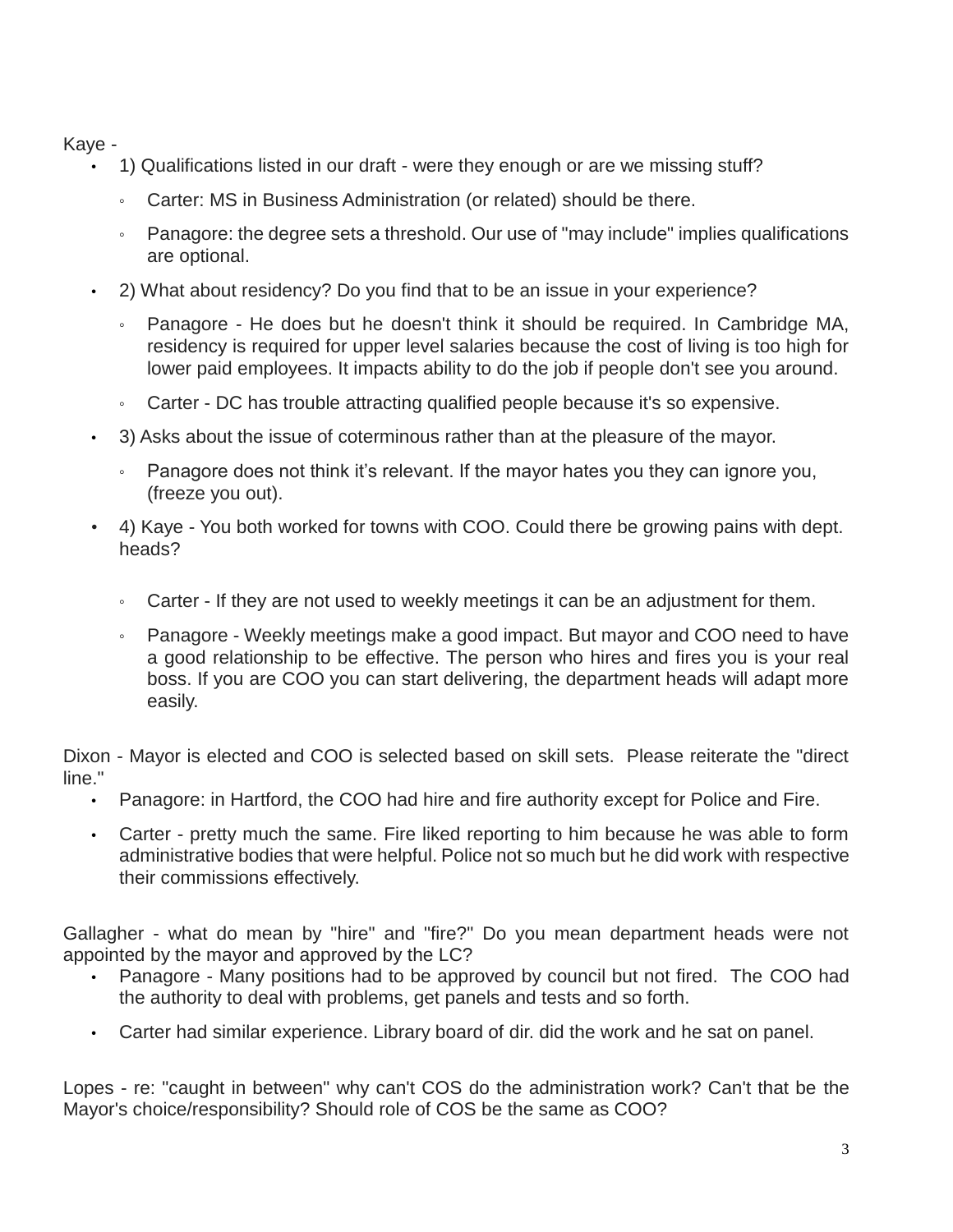Kaye -

- 1) Qualifications listed in our draft - were they enough or are we missing stuff?
    - Carter: MS in Business Administration (or related) should be there.
    - Panagore: the degree sets a threshold. Our use of "may include" implies qualifications are optional.
- 2) What about residency? Do you find that to be an issue in your experience?
    - Panagore - He does but he doesn't think it should be required. In Cambridge MA, residency is required for upper level salaries because the cost of living is too high for lower paid employees. It impacts ability to do the job if people don't see you around.
    - Carter - DC has trouble attracting qualified people because it's so expensive.
- 3) Asks about the issue of coterminous rather than at the pleasure of the mayor.
    - Panagore does not think it's relevant. If the mayor hates you they can ignore you, (freeze you out).
- 4) Kaye - You both worked for towns with COO. Could there be growing pains with dept. heads?
    - Carter - If they are not used to weekly meetings it can be an adjustment for them.
    - Panagore - Weekly meetings make a good impact. But mayor and COO need to have a good relationship to be effective. The person who hires and fires you is your real boss. If you are COO you can start delivering, the department heads will adapt more easily.

Dixon - Mayor is elected and COO is selected based on skill sets. Please reiterate the "direct line."

- Panagore: in Hartford, the COO had hire and fire authority except for Police and Fire.
- Carter - pretty much the same. Fire liked reporting to him because he was able to form administrative bodies that were helpful. Police not so much but he did work with respective their commissions effectively.

Gallagher - what do mean by "hire" and "fire?" Do you mean department heads were not appointed by the mayor and approved by the LC?

- Panagore - Many positions had to be approved by council but not fired. The COO had the authority to deal with problems, get panels and tests and so forth.
- Carter had similar experience. Library board of dir. did the work and he sat on panel.

Lopes - re: "caught in between" why can't COS do the administration work? Can't that be the Mayor's choice/responsibility? Should role of COS be the same as COO?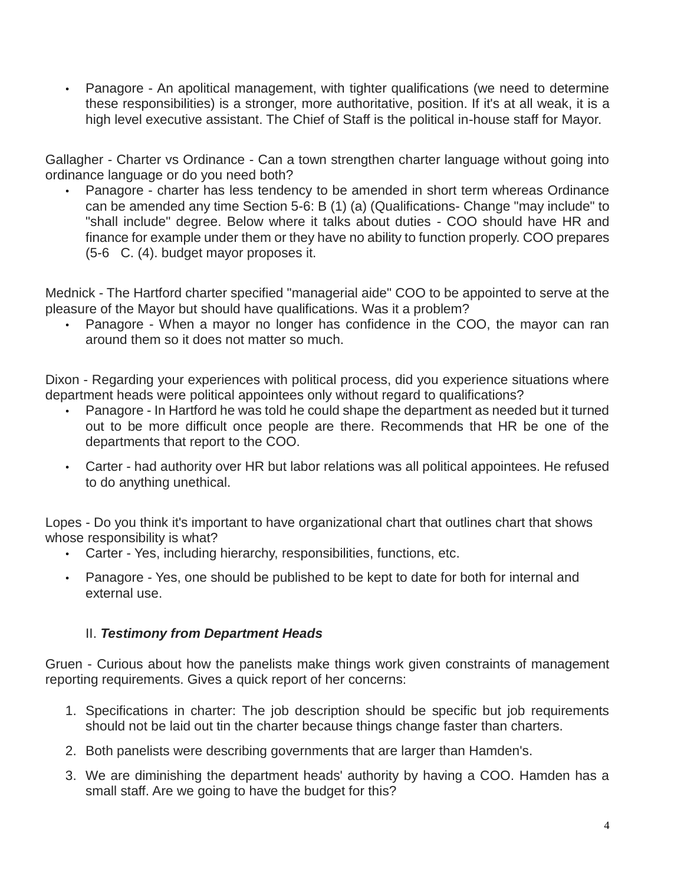- Panagore - An apolitical management, with tighter qualifications (we need to determine these responsibilities) is a stronger, more authoritative, position. If it's at all weak, it is a high level executive assistant. The Chief of Staff is the political in-house staff for Mayor.

Gallagher - Charter vs Ordinance - Can a town strengthen charter language without going into ordinance language or do you need both?

- Panagore - charter has less tendency to be amended in short term whereas Ordinance can be amended any time Section 5-6: B (1) (a) (Qualifications- Change "may include" to "shall include" degree. Below where it talks about duties - COO should have HR and finance for example under them or they have no ability to function properly. COO prepares (5-6 C. (4). budget mayor proposes it.

Mednick - The Hartford charter specified "managerial aide" COO to be appointed to serve at the pleasure of the Mayor but should have qualifications. Was it a problem?

- Panagore - When a mayor no longer has confidence in the COO, the mayor can ran around them so it does not matter so much.

Dixon - Regarding your experiences with political process, did you experience situations where department heads were political appointees only without regard to qualifications?

- Panagore - In Hartford he was told he could shape the department as needed but it turned out to be more difficult once people are there. Recommends that HR be one of the departments that report to the COO.
- Carter - had authority over HR but labor relations was all political appointees. He refused to do anything unethical.

Lopes - Do you think it's important to have organizational chart that outlines chart that shows whose responsibility is what?

- Carter - Yes, including hierarchy, responsibilities, functions, etc.
- Panagore - Yes, one should be published to be kept to date for both for internal and external use.

II. ***Testimony from Department Heads***

Gruen - Curious about how the panelists make things work given constraints of management reporting requirements. Gives a quick report of her concerns:

1. Specifications in charter: The job description should be specific but job requirements should not be laid out tin the charter because things change faster than charters.
2. Both panelists were describing governments that are larger than Hamden's.
3. We are diminishing the department heads' authority by having a COO. Hamden has a small staff. Are we going to have the budget for this?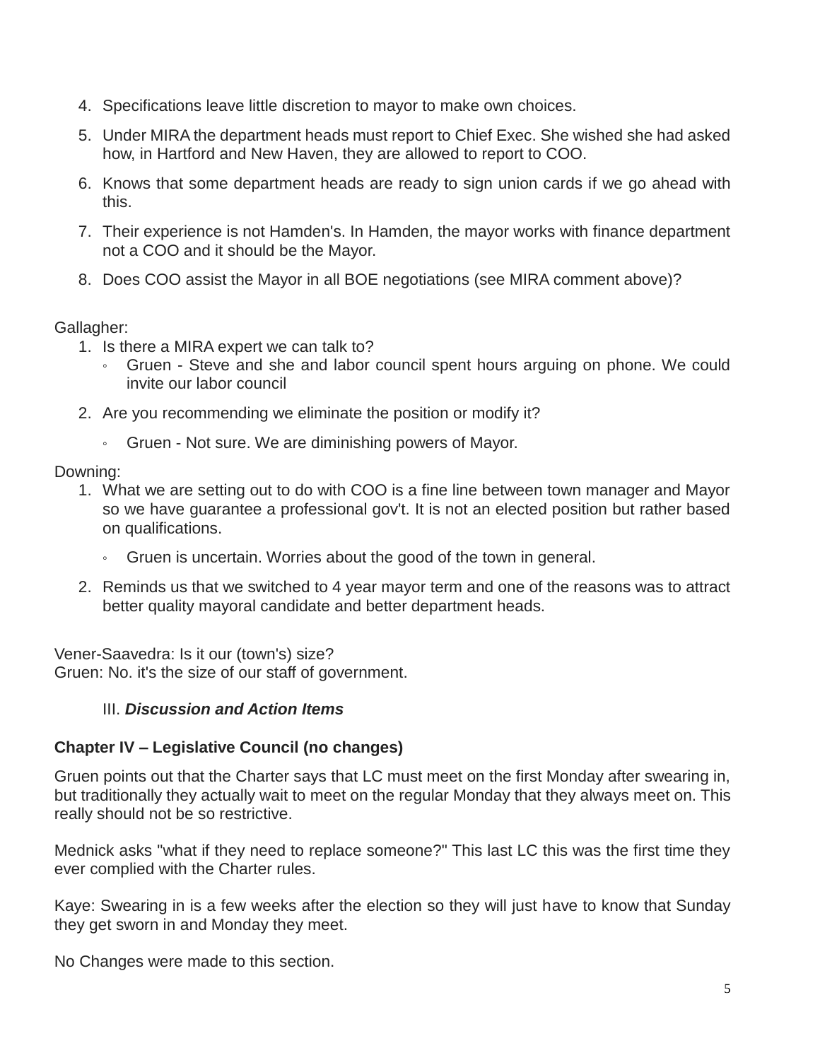4. Specifications leave little discretion to mayor to make own choices.
5. Under MIRA the department heads must report to Chief Exec. She wished she had asked how, in Hartford and New Haven, they are allowed to report to COO.
6. Knows that some department heads are ready to sign union cards if we go ahead with this.
7. Their experience is not Hamden's. In Hamden, the mayor works with finance department not a COO and it should be the Mayor.
8. Does COO assist the Mayor in all BOE negotiations (see MIRA comment above)?

Gallagher:

1. Is there a MIRA expert we can talk to?
   - Gruen - Steve and she and labor council spent hours arguing on phone. We could invite our labor council
2. Are you recommending we eliminate the position or modify it?
   - Gruen - Not sure. We are diminishing powers of Mayor.

Downing:

1. What we are setting out to do with COO is a fine line between town manager and Mayor so we have guarantee a professional gov't. It is not an elected position but rather based on qualifications.
   - Gruen is uncertain. Worries about the good of the town in general.
2. Reminds us that we switched to 4 year mayor term and one of the reasons was to attract better quality mayoral candidate and better department heads.

Vener-Saavedra: Is it our (town's) size?
Gruen: No. it's the size of our staff of government.

III. ***Discussion and Action Items***

**Chapter IV – Legislative Council (no changes)**

Gruen points out that the Charter says that LC must meet on the first Monday after swearing in, but traditionally they actually wait to meet on the regular Monday that they always meet on. This really should not be so restrictive.

Mednick asks "what if they need to replace someone?" This last LC this was the first time they ever complied with the Charter rules.

Kaye: Swearing in is a few weeks after the election so they will just have to know that Sunday they get sworn in and Monday they meet.

No Changes were made to this section.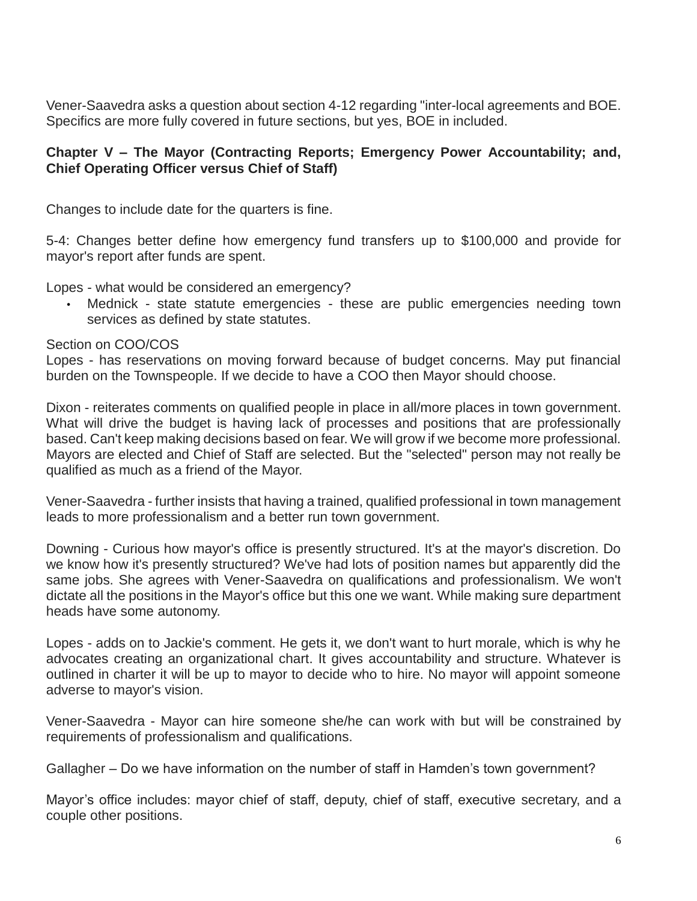Vener-Saavedra asks a question about section 4-12 regarding "inter-local agreements and BOE. Specifics are more fully covered in future sections, but yes, BOE in included.

**Chapter V – The Mayor (Contracting Reports; Emergency Power Accountability; and, Chief Operating Officer versus Chief of Staff)**

Changes to include date for the quarters is fine.

5-4: Changes better define how emergency fund transfers up to $100,000 and provide for mayor's report after funds are spent.

Lopes - what would be considered an emergency?

- Mednick - state statute emergencies - these are public emergencies needing town services as defined by state statutes.

Section on COO/COS
Lopes - has reservations on moving forward because of budget concerns. May put financial burden on the Townspeople. If we decide to have a COO then Mayor should choose.

Dixon - reiterates comments on qualified people in place in all/more places in town government. What will drive the budget is having lack of processes and positions that are professionally based. Can't keep making decisions based on fear. We will grow if we become more professional. Mayors are elected and Chief of Staff are selected. But the "selected" person may not really be qualified as much as a friend of the Mayor.

Vener-Saavedra - further insists that having a trained, qualified professional in town management leads to more professionalism and a better run town government.

Downing - Curious how mayor's office is presently structured. It's at the mayor's discretion. Do we know how it's presently structured? We've had lots of position names but apparently did the same jobs. She agrees with Vener-Saavedra on qualifications and professionalism. We won't dictate all the positions in the Mayor's office but this one we want. While making sure department heads have some autonomy.

Lopes - adds on to Jackie's comment. He gets it, we don't want to hurt morale, which is why he advocates creating an organizational chart. It gives accountability and structure. Whatever is outlined in charter it will be up to mayor to decide who to hire. No mayor will appoint someone adverse to mayor's vision.

Vener-Saavedra - Mayor can hire someone she/he can work with but will be constrained by requirements of professionalism and qualifications.

Gallagher – Do we have information on the number of staff in Hamden's town government?

Mayor's office includes: mayor chief of staff, deputy, chief of staff, executive secretary, and a couple other positions.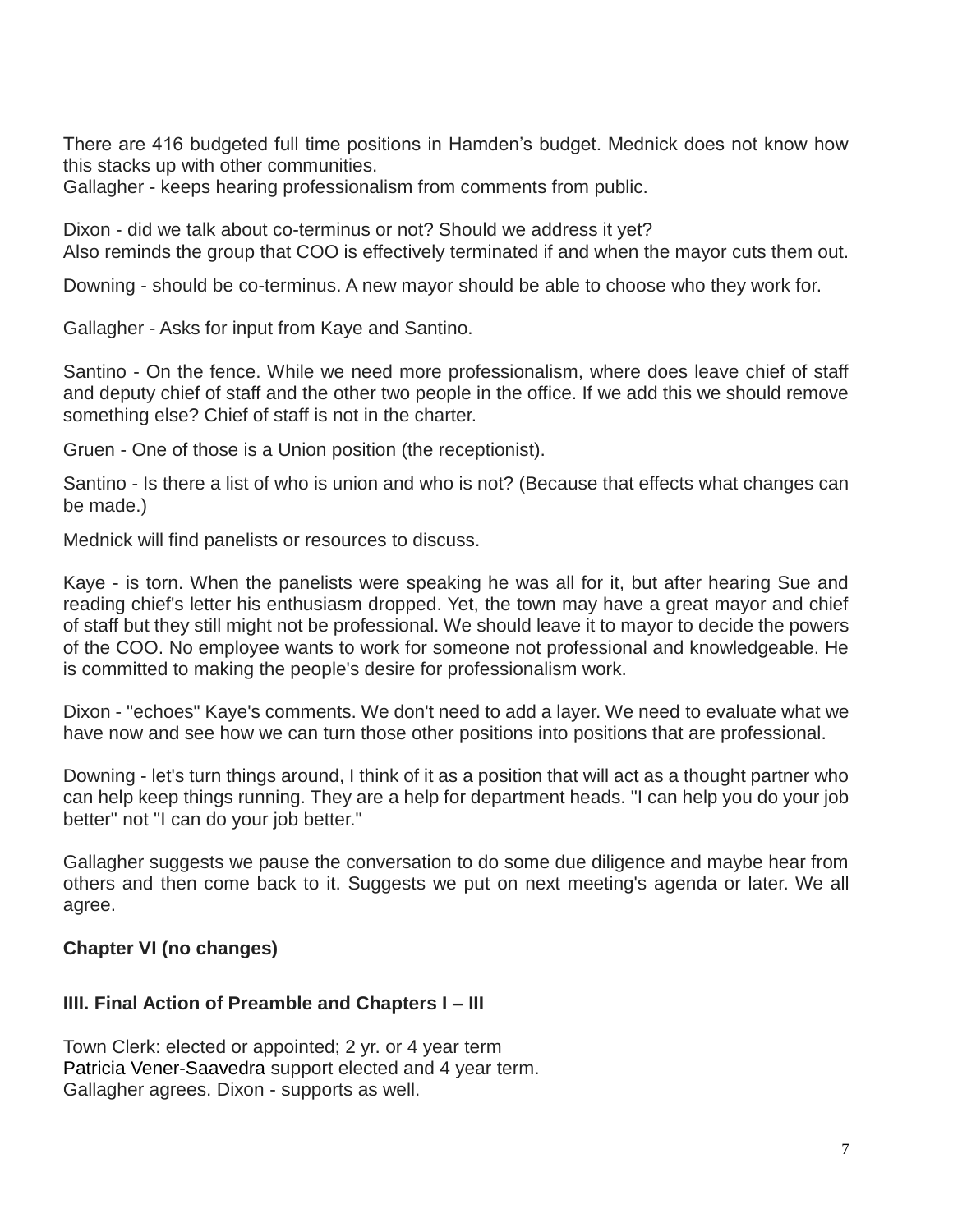There are 416 budgeted full time positions in Hamden's budget. Mednick does not know how this stacks up with other communities.
Gallagher - keeps hearing professionalism from comments from public.

Dixon - did we talk about co-terminus or not? Should we address it yet?
Also reminds the group that COO is effectively terminated if and when the mayor cuts them out.

Downing - should be co-terminus. A new mayor should be able to choose who they work for.

Gallagher - Asks for input from Kaye and Santino.

Santino - On the fence. While we need more professionalism, where does leave chief of staff and deputy chief of staff and the other two people in the office. If we add this we should remove something else? Chief of staff is not in the charter.

Gruen - One of those is a Union position (the receptionist).

Santino - Is there a list of who is union and who is not? (Because that effects what changes can be made.)

Mednick will find panelists or resources to discuss.

Kaye - is torn. When the panelists were speaking he was all for it, but after hearing Sue and reading chief's letter his enthusiasm dropped. Yet, the town may have a great mayor and chief of staff but they still might not be professional. We should leave it to mayor to decide the powers of the COO. No employee wants to work for someone not professional and knowledgeable. He is committed to making the people's desire for professionalism work.

Dixon - "echoes" Kaye's comments. We don't need to add a layer. We need to evaluate what we have now and see how we can turn those other positions into positions that are professional.

Downing - let's turn things around, I think of it as a position that will act as a thought partner who can help keep things running. They are a help for department heads. "I can help you do your job better" not "I can do your job better."

Gallagher suggests we pause the conversation to do some due diligence and maybe hear from others and then come back to it. Suggests we put on next meeting's agenda or later. We all agree.

**Chapter VI (no changes)**

**IIII. Final Action of Preamble and Chapters I – III**

Town Clerk: elected or appointed; 2 yr. or 4 year term
Patricia Vener-Saavedra support elected and 4 year term.
Gallagher agrees. Dixon - supports as well.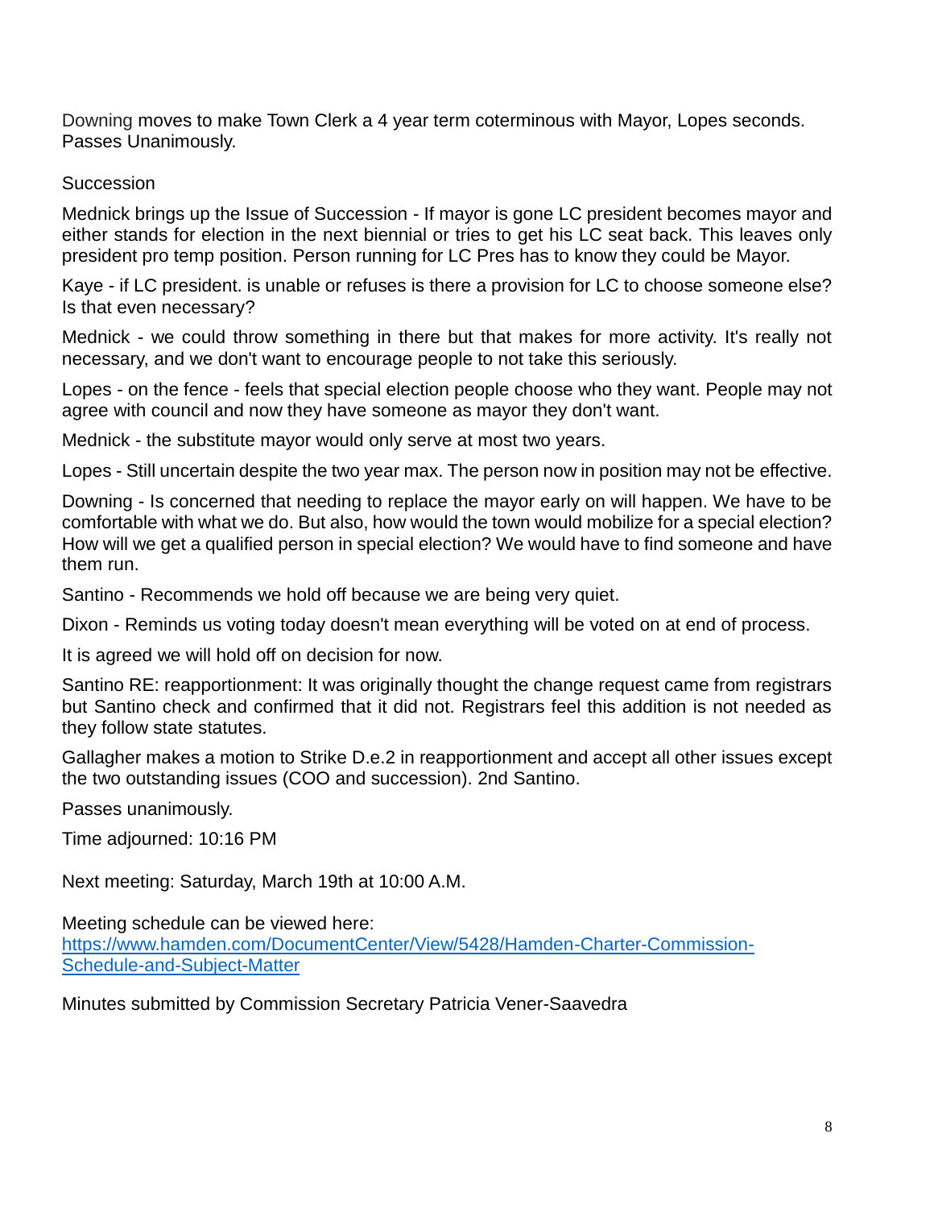Downing moves to make Town Clerk a 4 year term coterminous with Mayor, Lopes seconds. Passes Unanimously.

Succession

Mednick brings up the Issue of Succession - If mayor is gone LC president becomes mayor and either stands for election in the next biennial or tries to get his LC seat back. This leaves only president pro temp position. Person running for LC Pres has to know they could be Mayor.

Kaye - if LC president. is unable or refuses is there a provision for LC to choose someone else? Is that even necessary?

Mednick - we could throw something in there but that makes for more activity. It's really not necessary, and we don't want to encourage people to not take this seriously.

Lopes - on the fence - feels that special election people choose who they want. People may not agree with council and now they have someone as mayor they don't want.

Mednick - the substitute mayor would only serve at most two years.

Lopes - Still uncertain despite the two year max. The person now in position may not be effective.

Downing - Is concerned that needing to replace the mayor early on will happen. We have to be comfortable with what we do. But also, how would the town mobilize for a special election? How will we get a qualified person in special election? We would have to find someone and have them run.

Santino - Recommends we hold off because we are being very quiet.

Dixon - Reminds us voting today doesn't mean everything will be voted on at end of process.

It is agreed we will hold off on decision for now.

Santino RE: reapportionment: It was originally thought the change request came from registrars but Santino check and confirmed that it did not. Registrars feel this addition is not needed as they follow state statutes.

Gallagher makes a motion to Strike D.e.2 in reapportionment and accept all other issues except the two outstanding issues (COO and succession). 2nd Santino.

Passes unanimously.

Time adjourned: 10:16 PM

Next meeting: Saturday, March 19th at 10:00 A.M.

Meeting schedule can be viewed here:
[https://www.hamden.com/DocumentCenter/View/5428/Hamden-Charter-Commission-Schedule-and-Subject-Matter](https://www.hamden.com/DocumentCenter/View/5428/Hamden-Charter-Commission-Schedule-and-Subject-Matter)

Minutes submitted by Commission Secretary Patricia Vener-Saavedra